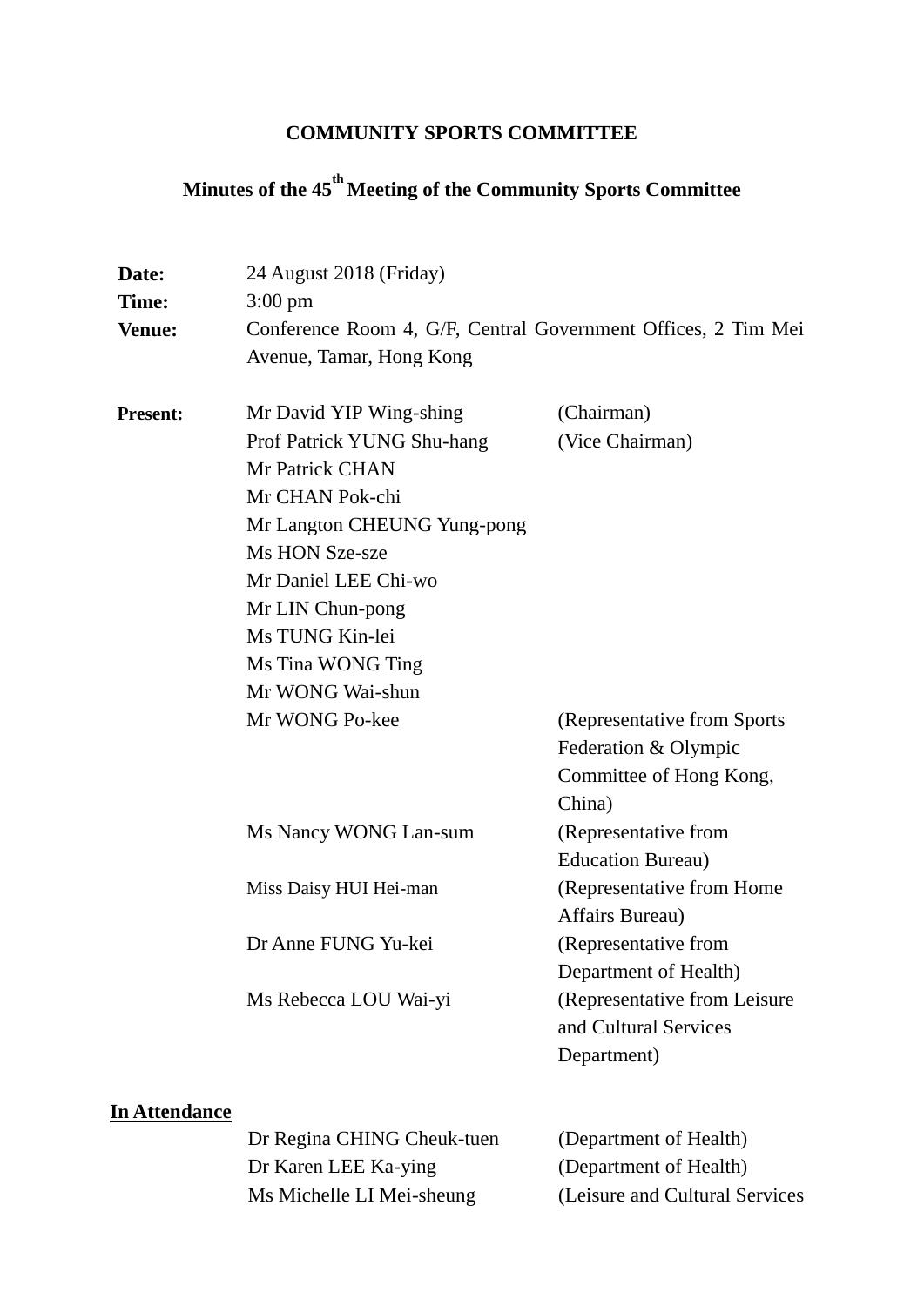# COMMUNITY SPORTS COMMITTEE

## Minutes of the 45th Meeting of the Community Sports Committee

| | |
|---|---|
| **Date:** | 24 August 2018 (Friday) |
| **Time:** | 3:00 pm |
| **Venue:** | Conference Room 4, G/F, Central Government Offices, 2 Tim Mei Avenue, Tamar, Hong Kong |

**Present:**

| | |
|---|---|
| Mr David YIP Wing-shing | (Chairman) |
| Prof Patrick YUNG Shu-hang | (Vice Chairman) |
| Mr Patrick CHAN | |
| Mr CHAN Pok-chi | |
| Mr Langton CHEUNG Yung-pong | |
| Ms HON Sze-sze | |
| Mr Daniel LEE Chi-wo | |
| Mr LIN Chun-pong | |
| Ms TUNG Kin-lei | |
| Ms Tina WONG Ting | |
| Mr WONG Wai-shun | |
| Mr WONG Po-kee | (Representative from Sports Federation & Olympic Committee of Hong Kong, China) |
| Ms Nancy WONG Lan-sum | (Representative from Education Bureau) |
| Miss Daisy HUI Hei-man | (Representative from Home Affairs Bureau) |
| Dr Anne FUNG Yu-kei | (Representative from Department of Health) |
| Ms Rebecca LOU Wai-yi | (Representative from Leisure and Cultural Services Department) |

**In Attendance**

| | |
|---|---|
| Dr Regina CHING Cheuk-tuen | (Department of Health) |
| Dr Karen LEE Ka-ying | (Department of Health) |
| Ms Michelle LI Mei-sheung | (Leisure and Cultural Services |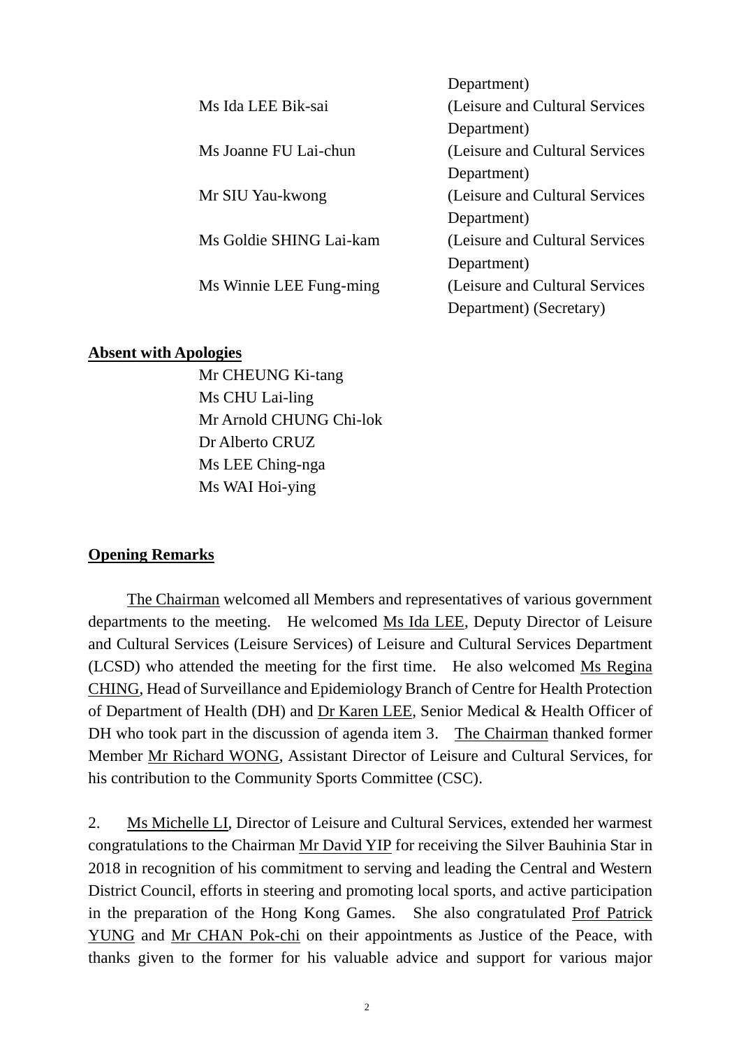| | |
|---|---|
| | Department) |
| Ms Ida LEE Bik-sai | (Leisure and Cultural Services Department) |
| Ms Joanne FU Lai-chun | (Leisure and Cultural Services Department) |
| Mr SIU Yau-kwong | (Leisure and Cultural Services Department) |
| Ms Goldie SHING Lai-kam | (Leisure and Cultural Services Department) |
| Ms Winnie LEE Fung-ming | (Leisure and Cultural Services Department) (Secretary) |

**Absent with Apologies**

Mr CHEUNG Ki-tang
Ms CHU Lai-ling
Mr Arnold CHUNG Chi-lok
Dr Alberto CRUZ
Ms LEE Ching-nga
Ms WAI Hoi-ying

**Opening Remarks**

The Chairman welcomed all Members and representatives of various government departments to the meeting. He welcomed Ms Ida LEE, Deputy Director of Leisure and Cultural Services (Leisure Services) of Leisure and Cultural Services Department (LCSD) who attended the meeting for the first time. He also welcomed Ms Regina CHING, Head of Surveillance and Epidemiology Branch of Centre for Health Protection of Department of Health (DH) and Dr Karen LEE, Senior Medical & Health Officer of DH who took part in the discussion of agenda item 3. The Chairman thanked former Member Mr Richard WONG, Assistant Director of Leisure and Cultural Services, for his contribution to the Community Sports Committee (CSC).

2. Ms Michelle LI, Director of Leisure and Cultural Services, extended her warmest congratulations to the Chairman Mr David YIP for receiving the Silver Bauhinia Star in 2018 in recognition of his commitment to serving and leading the Central and Western District Council, efforts in steering and promoting local sports, and active participation in the preparation of the Hong Kong Games. She also congratulated Prof Patrick YUNG and Mr CHAN Pok-chi on their appointments as Justice of the Peace, with thanks given to the former for his valuable advice and support for various major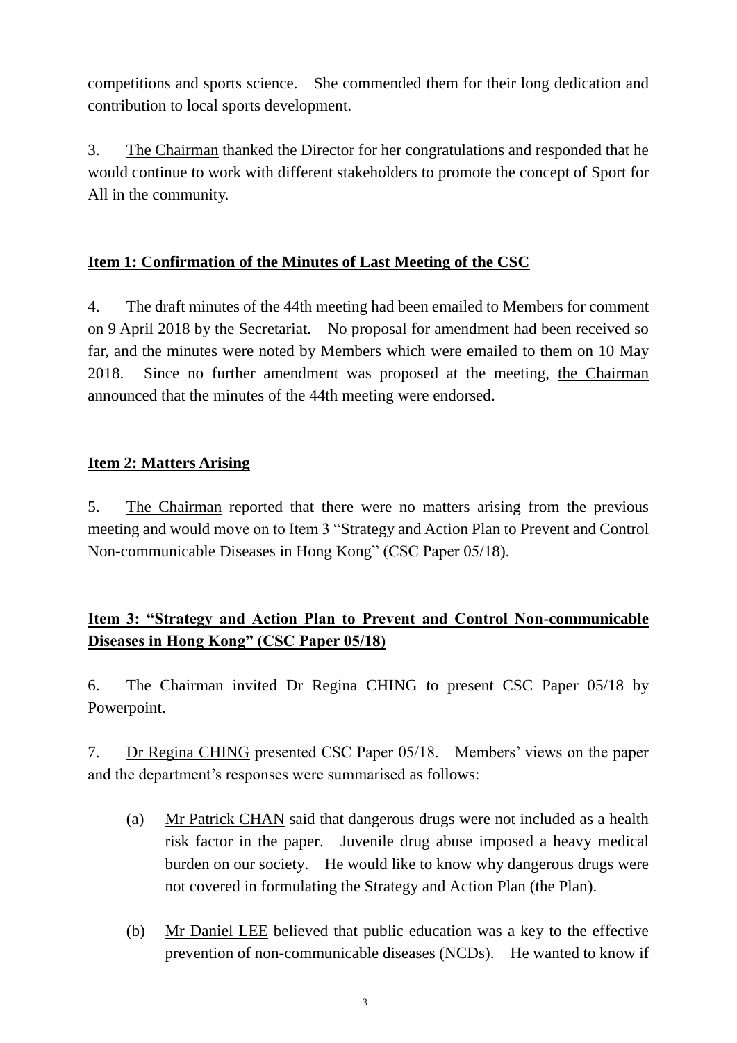competitions and sports science. She commended them for their long dedication and contribution to local sports development.

3. The Chairman thanked the Director for her congratulations and responded that he would continue to work with different stakeholders to promote the concept of Sport for All in the community.

## Item 1: Confirmation of the Minutes of Last Meeting of the CSC

4. The draft minutes of the 44th meeting had been emailed to Members for comment on 9 April 2018 by the Secretariat. No proposal for amendment had been received so far, and the minutes were noted by Members which were emailed to them on 10 May 2018. Since no further amendment was proposed at the meeting, the Chairman announced that the minutes of the 44th meeting were endorsed.

## Item 2: Matters Arising

5. The Chairman reported that there were no matters arising from the previous meeting and would move on to Item 3 "Strategy and Action Plan to Prevent and Control Non-communicable Diseases in Hong Kong" (CSC Paper 05/18).

## Item 3: "Strategy and Action Plan to Prevent and Control Non-communicable Diseases in Hong Kong" (CSC Paper 05/18)

6. The Chairman invited Dr Regina CHING to present CSC Paper 05/18 by Powerpoint.

7. Dr Regina CHING presented CSC Paper 05/18. Members' views on the paper and the department's responses were summarised as follows:

(a) Mr Patrick CHAN said that dangerous drugs were not included as a health risk factor in the paper. Juvenile drug abuse imposed a heavy medical burden on our society. He would like to know why dangerous drugs were not covered in formulating the Strategy and Action Plan (the Plan).

(b) Mr Daniel LEE believed that public education was a key to the effective prevention of non-communicable diseases (NCDs). He wanted to know if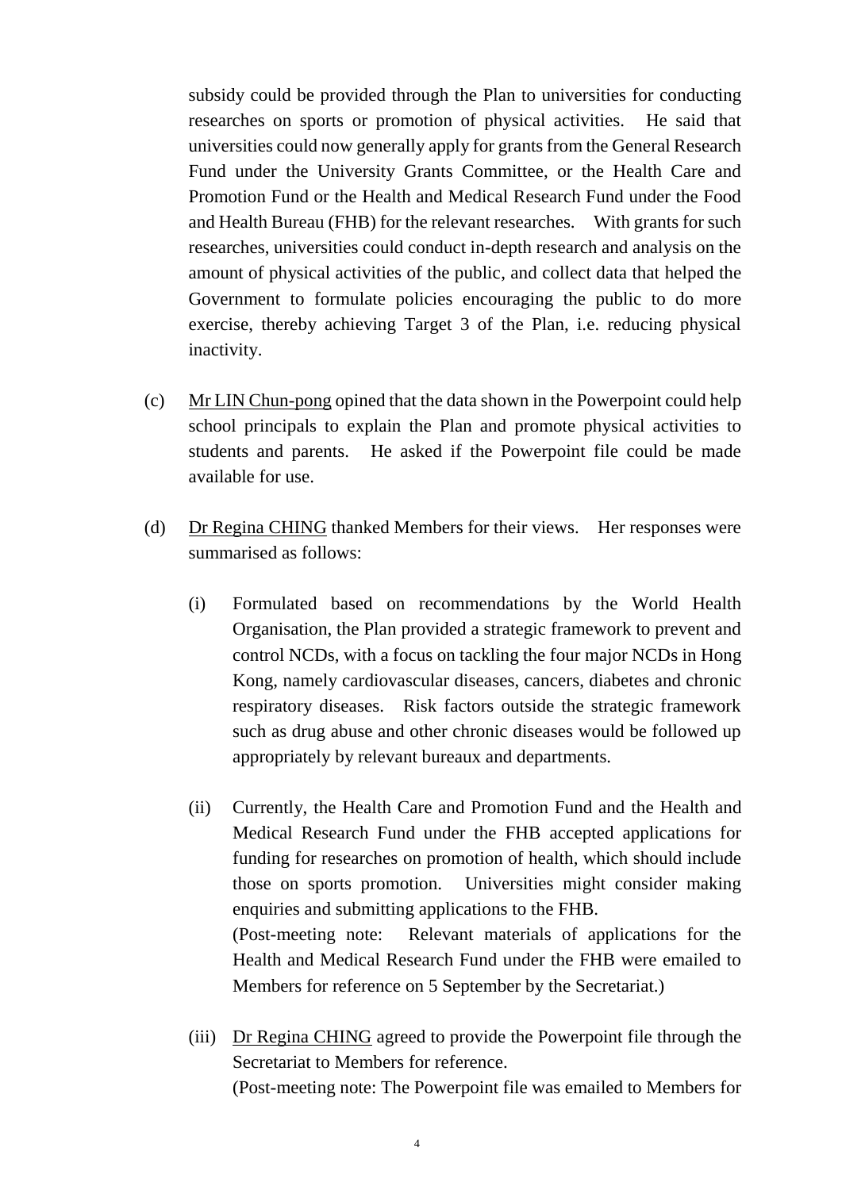subsidy could be provided through the Plan to universities for conducting researches on sports or promotion of physical activities. He said that universities could now generally apply for grants from the General Research Fund under the University Grants Committee, or the Health Care and Promotion Fund or the Health and Medical Research Fund under the Food and Health Bureau (FHB) for the relevant researches. With grants for such researches, universities could conduct in-depth research and analysis on the amount of physical activities of the public, and collect data that helped the Government to formulate policies encouraging the public to do more exercise, thereby achieving Target 3 of the Plan, i.e. reducing physical inactivity.

(c) Mr LIN Chun-pong opined that the data shown in the Powerpoint could help school principals to explain the Plan and promote physical activities to students and parents. He asked if the Powerpoint file could be made available for use.

(d) Dr Regina CHING thanked Members for their views. Her responses were summarised as follows:

   (i) Formulated based on recommendations by the World Health Organisation, the Plan provided a strategic framework to prevent and control NCDs, with a focus on tackling the four major NCDs in Hong Kong, namely cardiovascular diseases, cancers, diabetes and chronic respiratory diseases. Risk factors outside the strategic framework such as drug abuse and other chronic diseases would be followed up appropriately by relevant bureaux and departments.

   (ii) Currently, the Health Care and Promotion Fund and the Health and Medical Research Fund under the FHB accepted applications for funding for researches on promotion of health, which should include those on sports promotion. Universities might consider making enquiries and submitting applications to the FHB.
   (Post-meeting note: Relevant materials of applications for the Health and Medical Research Fund under the FHB were emailed to Members for reference on 5 September by the Secretariat.)

   (iii) Dr Regina CHING agreed to provide the Powerpoint file through the Secretariat to Members for reference.
   (Post-meeting note: The Powerpoint file was emailed to Members for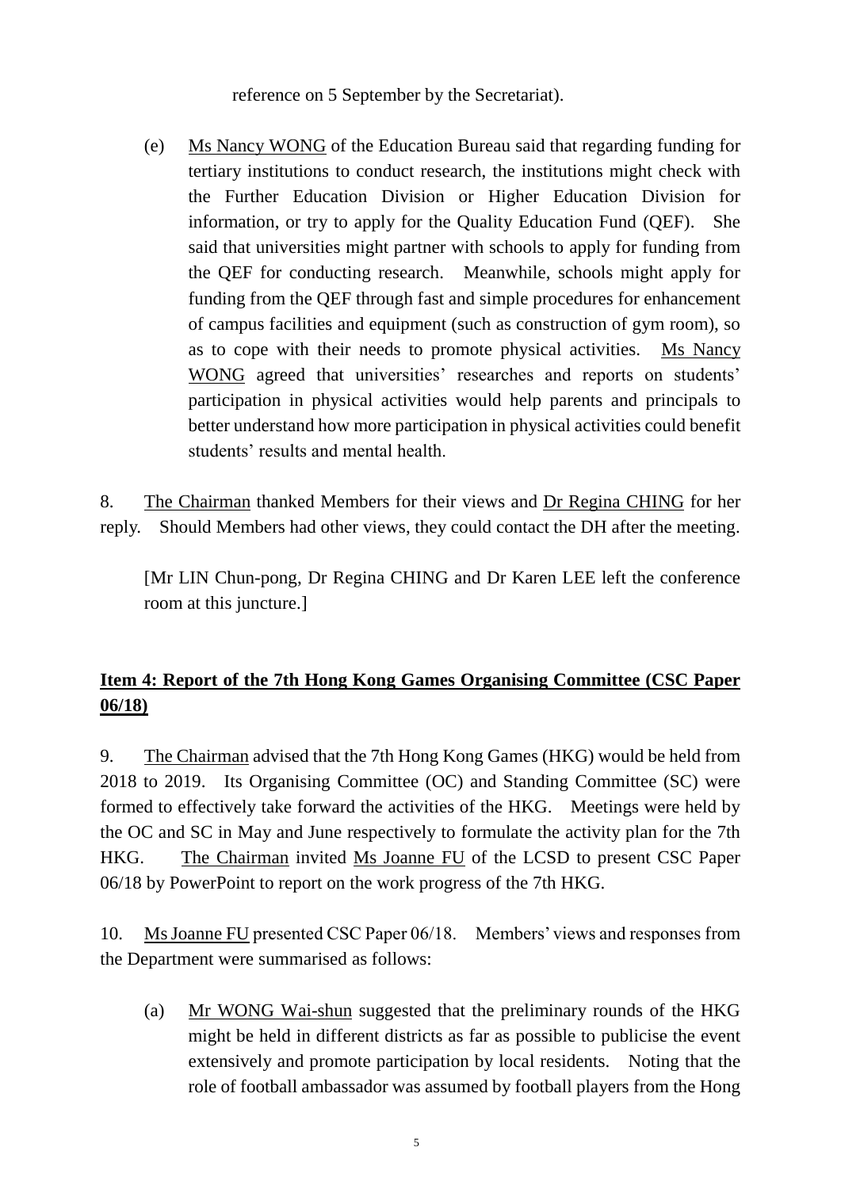reference on 5 September by the Secretariat).

(e) Ms Nancy WONG of the Education Bureau said that regarding funding for tertiary institutions to conduct research, the institutions might check with the Further Education Division or Higher Education Division for information, or try to apply for the Quality Education Fund (QEF). She said that universities might partner with schools to apply for funding from the QEF for conducting research. Meanwhile, schools might apply for funding from the QEF through fast and simple procedures for enhancement of campus facilities and equipment (such as construction of gym room), so as to cope with their needs to promote physical activities. Ms Nancy WONG agreed that universities' researches and reports on students' participation in physical activities would help parents and principals to better understand how more participation in physical activities could benefit students' results and mental health.

8. The Chairman thanked Members for their views and Dr Regina CHING for her reply. Should Members had other views, they could contact the DH after the meeting.

[Mr LIN Chun-pong, Dr Regina CHING and Dr Karen LEE left the conference room at this juncture.]

## Item 4: Report of the 7th Hong Kong Games Organising Committee (CSC Paper 06/18)

9. The Chairman advised that the 7th Hong Kong Games (HKG) would be held from 2018 to 2019. Its Organising Committee (OC) and Standing Committee (SC) were formed to effectively take forward the activities of the HKG. Meetings were held by the OC and SC in May and June respectively to formulate the activity plan for the 7th HKG. The Chairman invited Ms Joanne FU of the LCSD to present CSC Paper 06/18 by PowerPoint to report on the work progress of the 7th HKG.

10. Ms Joanne FU presented CSC Paper 06/18. Members' views and responses from the Department were summarised as follows:

(a) Mr WONG Wai-shun suggested that the preliminary rounds of the HKG might be held in different districts as far as possible to publicise the event extensively and promote participation by local residents. Noting that the role of football ambassador was assumed by football players from the Hong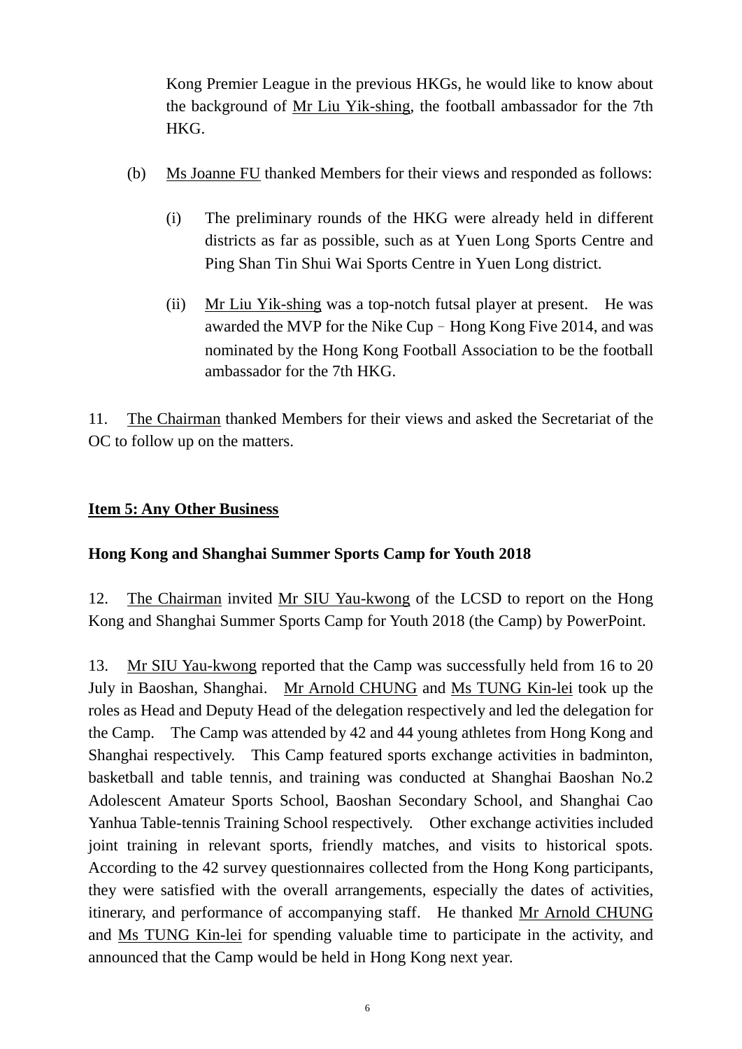Kong Premier League in the previous HKGs, he would like to know about the background of Mr Liu Yik-shing, the football ambassador for the 7th HKG.

(b) Ms Joanne FU thanked Members for their views and responded as follows:

(i) The preliminary rounds of the HKG were already held in different districts as far as possible, such as at Yuen Long Sports Centre and Ping Shan Tin Shui Wai Sports Centre in Yuen Long district.

(ii) Mr Liu Yik-shing was a top-notch futsal player at present. He was awarded the MVP for the Nike Cup – Hong Kong Five 2014, and was nominated by the Hong Kong Football Association to be the football ambassador for the 7th HKG.

11. The Chairman thanked Members for their views and asked the Secretariat of the OC to follow up on the matters.

## Item 5: Any Other Business

### Hong Kong and Shanghai Summer Sports Camp for Youth 2018

12. The Chairman invited Mr SIU Yau-kwong of the LCSD to report on the Hong Kong and Shanghai Summer Sports Camp for Youth 2018 (the Camp) by PowerPoint.

13. Mr SIU Yau-kwong reported that the Camp was successfully held from 16 to 20 July in Baoshan, Shanghai. Mr Arnold CHUNG and Ms TUNG Kin-lei took up the roles as Head and Deputy Head of the delegation respectively and led the delegation for the Camp. The Camp was attended by 42 and 44 young athletes from Hong Kong and Shanghai respectively. This Camp featured sports exchange activities in badminton, basketball and table tennis, and training was conducted at Shanghai Baoshan No.2 Adolescent Amateur Sports School, Baoshan Secondary School, and Shanghai Cao Yanhua Table-tennis Training School respectively. Other exchange activities included joint training in relevant sports, friendly matches, and visits to historical spots. According to the 42 survey questionnaires collected from the Hong Kong participants, they were satisfied with the overall arrangements, especially the dates of activities, itinerary, and performance of accompanying staff. He thanked Mr Arnold CHUNG and Ms TUNG Kin-lei for spending valuable time to participate in the activity, and announced that the Camp would be held in Hong Kong next year.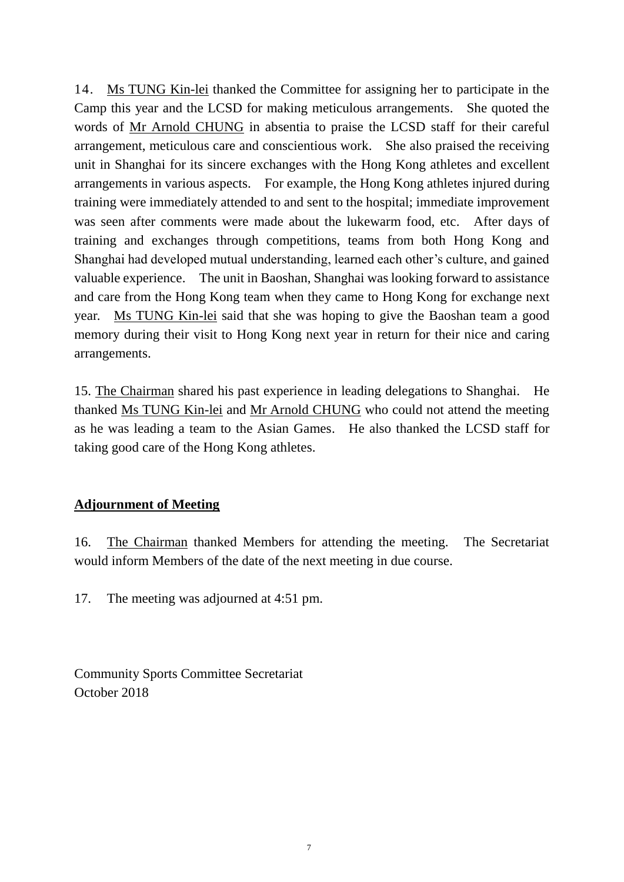14. Ms TUNG Kin-lei thanked the Committee for assigning her to participate in the Camp this year and the LCSD for making meticulous arrangements. She quoted the words of Mr Arnold CHUNG in absentia to praise the LCSD staff for their careful arrangement, meticulous care and conscientious work. She also praised the receiving unit in Shanghai for its sincere exchanges with the Hong Kong athletes and excellent arrangements in various aspects. For example, the Hong Kong athletes injured during training were immediately attended to and sent to the hospital; immediate improvement was seen after comments were made about the lukewarm food, etc. After days of training and exchanges through competitions, teams from both Hong Kong and Shanghai had developed mutual understanding, learned each other's culture, and gained valuable experience. The unit in Baoshan, Shanghai was looking forward to assistance and care from the Hong Kong team when they came to Hong Kong for exchange next year. Ms TUNG Kin-lei said that she was hoping to give the Baoshan team a good memory during their visit to Hong Kong next year in return for their nice and caring arrangements.

15. The Chairman shared his past experience in leading delegations to Shanghai. He thanked Ms TUNG Kin-lei and Mr Arnold CHUNG who could not attend the meeting as he was leading a team to the Asian Games. He also thanked the LCSD staff for taking good care of the Hong Kong athletes.

## Adjournment of Meeting

16. The Chairman thanked Members for attending the meeting. The Secretariat would inform Members of the date of the next meeting in due course.

17. The meeting was adjourned at 4:51 pm.

Community Sports Committee Secretariat
October 2018